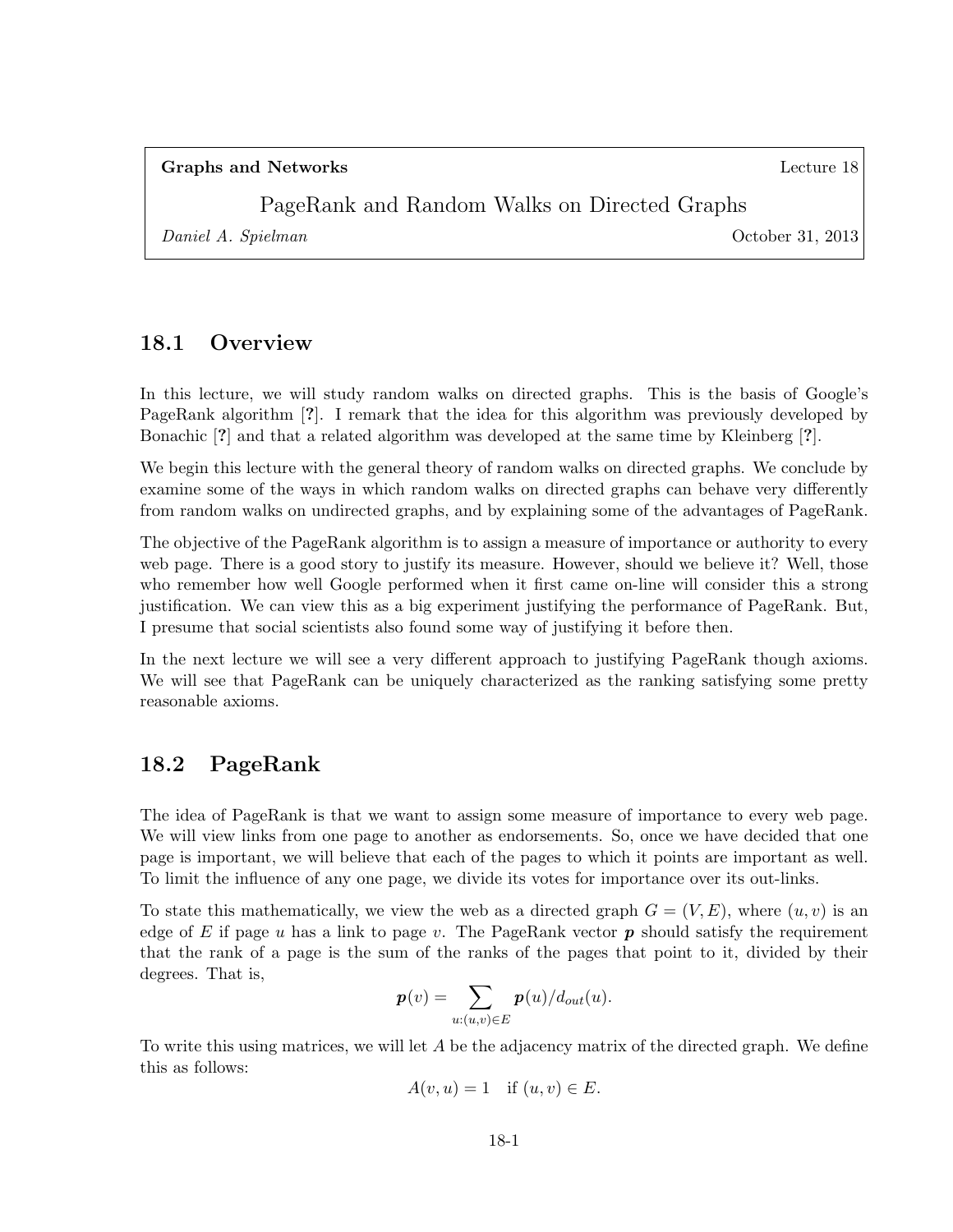**Graphs and Networks** | Lecture 18

# PageRank and Random Walks on Directed Graphs

*Daniel A. Spielman* | October 31, 2013

## 18.1 Overview

In this lecture, we will study random walks on directed graphs. This is the basis of Google's PageRank algorithm [**?**]. I remark that the idea for this algorithm was previously developed by Bonachic [**?**] and that a related algorithm was developed at the same time by Kleinberg [**?**].

We begin this lecture with the general theory of random walks on directed graphs. We conclude by examine some of the ways in which random walks on directed graphs can behave very differently from random walks on undirected graphs, and by explaining some of the advantages of PageRank.

The objective of the PageRank algorithm is to assign a measure of importance or authority to every web page. There is a good story to justify its measure. However, should we believe it? Well, those who remember how well Google performed when it first came on-line will consider this a strong justification. We can view this as a big experiment justifying the performance of PageRank. But, I presume that social scientists also found some way of justifying it before then.

In the next lecture we will see a very different approach to justifying PageRank though axioms. We will see that PageRank can be uniquely characterized as the ranking satisfying some pretty reasonable axioms.

## 18.2 PageRank

The idea of PageRank is that we want to assign some measure of importance to every web page. We will view links from one page to another as endorsements. So, once we have decided that one page is important, we will believe that each of the pages to which it points are important as well. To limit the influence of any one page, we divide its votes for importance over its out-links.

To state this mathematically, we view the web as a directed graph $G = (V, E)$, where $(u, v)$ is an edge of $E$ if page $u$ has a link to page $v$. The PageRank vector $\boldsymbol{p}$ should satisfy the requirement that the rank of a page is the sum of the ranks of the pages that point to it, divided by their degrees. That is,

$$\boldsymbol{p}(v) = \sum_{u:(u,v)\in E} \boldsymbol{p}(u)/d_{out}(u).$$

To write this using matrices, we will let $A$ be the adjacency matrix of the directed graph. We define this as follows:

$$A(v, u) = 1 \quad \text{if } (u, v) \in E.$$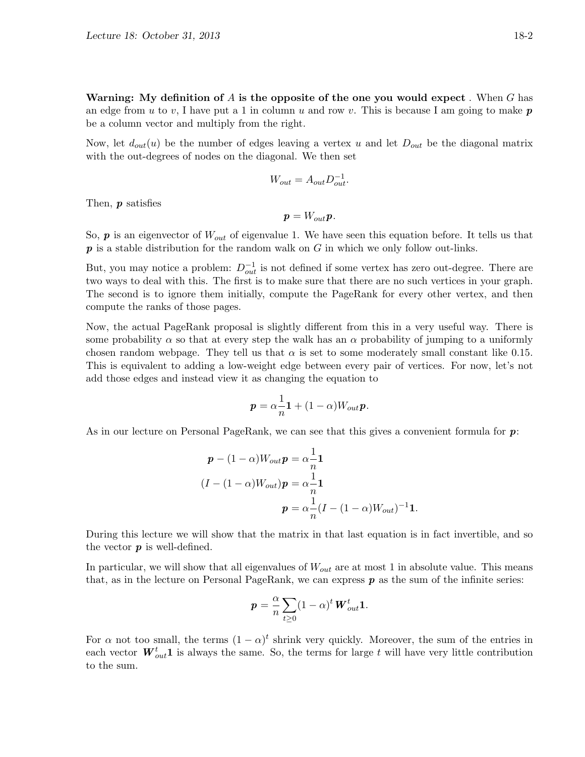**Warning: My definition of $A$ is the opposite of the one you would expect** . When $G$ has an edge from $u$ to $v$, I have put a 1 in column $u$ and row $v$. This is because I am going to make $\boldsymbol{p}$ be a column vector and multiply from the right.

Now, let $d_{out}(u)$ be the number of edges leaving a vertex $u$ and let $D_{out}$ be the diagonal matrix with the out-degrees of nodes on the diagonal. We then set

$$W_{out} = A_{out} D_{out}^{-1}.$$

Then, $\boldsymbol{p}$ satisfies

$$\boldsymbol{p} = W_{out} \boldsymbol{p}.$$

So, $\boldsymbol{p}$ is an eigenvector of $W_{out}$ of eigenvalue 1. We have seen this equation before. It tells us that $\boldsymbol{p}$ is a stable distribution for the random walk on $G$ in which we only follow out-links.

But, you may notice a problem: $D_{out}^{-1}$ is not defined if some vertex has zero out-degree. There are two ways to deal with this. The first is to make sure that there are no such vertices in your graph. The second is to ignore them initially, compute the PageRank for every other vertex, and then compute the ranks of those pages.

Now, the actual PageRank proposal is slightly different from this in a very useful way. There is some probability $\alpha$ so that at every step the walk has an $\alpha$ probability of jumping to a uniformly chosen random webpage. They tell us that $\alpha$ is set to some moderately small constant like 0.15. This is equivalent to adding a low-weight edge between every pair of vertices. For now, let's not add those edges and instead view it as changing the equation to

$$\boldsymbol{p} = \alpha \frac{1}{n} \mathbf{1} + (1 - \alpha) W_{out} \boldsymbol{p}.$$

As in our lecture on Personal PageRank, we can see that this gives a convenient formula for $\boldsymbol{p}$:

$$\begin{aligned}
\boldsymbol{p} - (1 - \alpha) W_{out} \boldsymbol{p} &= \alpha \frac{1}{n} \mathbf{1} \\
(I - (1 - \alpha) W_{out}) \boldsymbol{p} &= \alpha \frac{1}{n} \mathbf{1} \\
\boldsymbol{p} &= \alpha \frac{1}{n} (I - (1 - \alpha) W_{out})^{-1} \mathbf{1}.
\end{aligned}$$

During this lecture we will show that the matrix in that last equation is in fact invertible, and so the vector $\boldsymbol{p}$ is well-defined.

In particular, we will show that all eigenvalues of $W_{out}$ are at most 1 in absolute value. This means that, as in the lecture on Personal PageRank, we can express $\boldsymbol{p}$ as the sum of the infinite series:

$$\boldsymbol{p} = \frac{\alpha}{n} \sum_{t \geq 0} (1 - \alpha)^t \, \boldsymbol{W}_{out}^t \mathbf{1}.$$

For $\alpha$ not too small, the terms $(1 - \alpha)^t$ shrink very quickly. Moreover, the sum of the entries in each vector $\boldsymbol{W}_{out}^t \mathbf{1}$ is always the same. So, the terms for large $t$ will have very little contribution to the sum.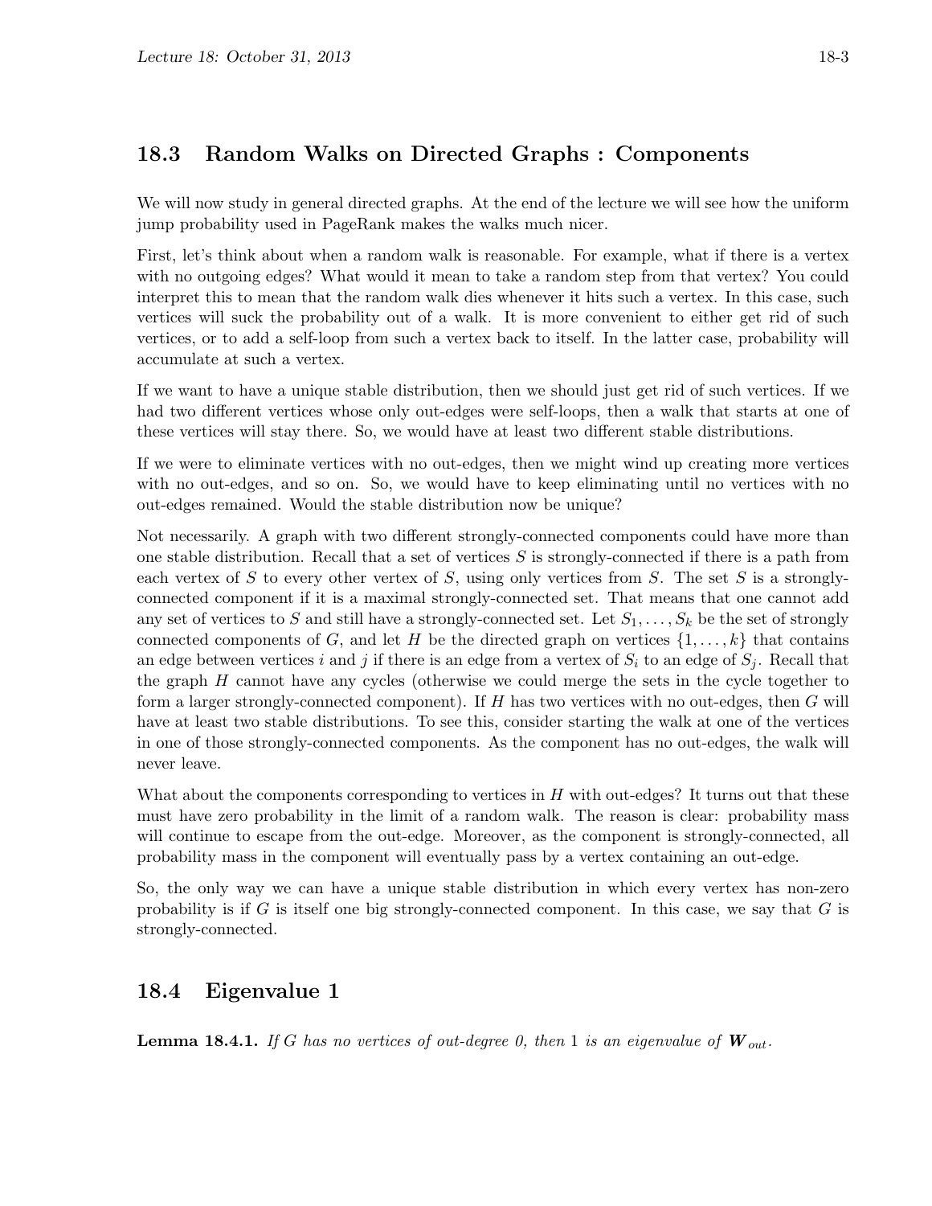## 18.3 Random Walks on Directed Graphs : Components

We will now study in general directed graphs. At the end of the lecture we will see how the uniform jump probability used in PageRank makes the walks much nicer.

First, let's think about when a random walk is reasonable. For example, what if there is a vertex with no outgoing edges? What would it mean to take a random step from that vertex? You could interpret this to mean that the random walk dies whenever it hits such a vertex. In this case, such vertices will suck the probability out of a walk. It is more convenient to either get rid of such vertices, or to add a self-loop from such a vertex back to itself. In the latter case, probability will accumulate at such a vertex.

If we want to have a unique stable distribution, then we should just get rid of such vertices. If we had two different vertices whose only out-edges were self-loops, then a walk that starts at one of these vertices will stay there. So, we would have at least two different stable distributions.

If we were to eliminate vertices with no out-edges, then we might wind up creating more vertices with no out-edges, and so on. So, we would have to keep eliminating until no vertices with no out-edges remained. Would the stable distribution now be unique?

Not necessarily. A graph with two different strongly-connected components could have more than one stable distribution. Recall that a set of vertices $S$ is strongly-connected if there is a path from each vertex of $S$ to every other vertex of $S$, using only vertices from $S$. The set $S$ is a strongly-connected component if it is a maximal strongly-connected set. That means that one cannot add any set of vertices to $S$ and still have a strongly-connected set. Let $S_1, \ldots, S_k$ be the set of strongly connected components of $G$, and let $H$ be the directed graph on vertices $\{1, \ldots, k\}$ that contains an edge between vertices $i$ and $j$ if there is an edge from a vertex of $S_i$ to an edge of $S_j$. Recall that the graph $H$ cannot have any cycles (otherwise we could merge the sets in the cycle together to form a larger strongly-connected component). If $H$ has two vertices with no out-edges, then $G$ will have at least two stable distributions. To see this, consider starting the walk at one of the vertices in one of those strongly-connected components. As the component has no out-edges, the walk will never leave.

What about the components corresponding to vertices in $H$ with out-edges? It turns out that these must have zero probability in the limit of a random walk. The reason is clear: probability mass will continue to escape from the out-edge. Moreover, as the component is strongly-connected, all probability mass in the component will eventually pass by a vertex containing an out-edge.

So, the only way we can have a unique stable distribution in which every vertex has non-zero probability is if $G$ is itself one big strongly-connected component. In this case, we say that $G$ is strongly-connected.

## 18.4 Eigenvalue 1

**Lemma 18.4.1.** *If $G$ has no vertices of out-degree 0, then 1 is an eigenvalue of $\boldsymbol{W}_{out}$.*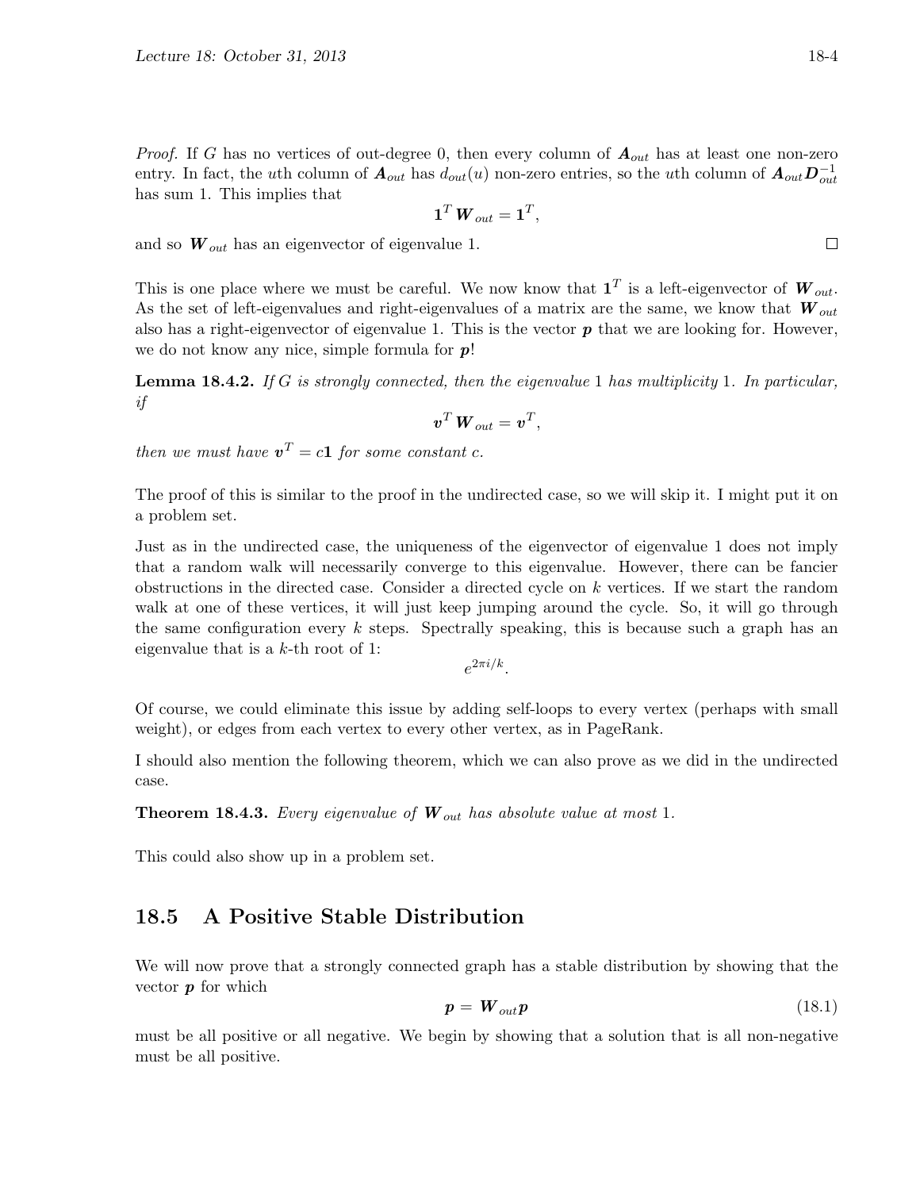*Proof.* If $G$ has no vertices of out-degree 0, then every column of $\boldsymbol{A}_{out}$ has at least one non-zero entry. In fact, the $u$th column of $\boldsymbol{A}_{out}$ has $d_{out}(u)$ non-zero entries, so the $u$th column of $\boldsymbol{A}_{out}\boldsymbol{D}_{out}^{-1}$ has sum 1. This implies that

$$\mathbf{1}^T \boldsymbol{W}_{out} = \mathbf{1}^T,$$

and so $\boldsymbol{W}_{out}$ has an eigenvector of eigenvalue 1. $\square$

This is one place where we must be careful. We now know that $\mathbf{1}^T$ is a left-eigenvector of $\boldsymbol{W}_{out}$. As the set of left-eigenvalues and right-eigenvalues of a matrix are the same, we know that $\boldsymbol{W}_{out}$ also has a right-eigenvector of eigenvalue 1. This is the vector $\boldsymbol{p}$ that we are looking for. However, we do not know any nice, simple formula for $\boldsymbol{p}$!

**Lemma 18.4.2.** *If $G$ is strongly connected, then the eigenvalue 1 has multiplicity 1. In particular, if*

$$\boldsymbol{v}^T \boldsymbol{W}_{out} = \boldsymbol{v}^T,$$

*then we must have $\boldsymbol{v}^T = c\mathbf{1}$ for some constant $c$.*

The proof of this is similar to the proof in the undirected case, so we will skip it. I might put it on a problem set.

Just as in the undirected case, the uniqueness of the eigenvector of eigenvalue 1 does not imply that a random walk will necessarily converge to this eigenvalue. However, there can be fancier obstructions in the directed case. Consider a directed cycle on $k$ vertices. If we start the random walk at one of these vertices, it will just keep jumping around the cycle. So, it will go through the same configuration every $k$ steps. Spectrally speaking, this is because such a graph has an eigenvalue that is a $k$-th root of 1:

$$e^{2\pi i/k}.$$

Of course, we could eliminate this issue by adding self-loops to every vertex (perhaps with small weight), or edges from each vertex to every other vertex, as in PageRank.

I should also mention the following theorem, which we can also prove as we did in the undirected case.

**Theorem 18.4.3.** *Every eigenvalue of $\boldsymbol{W}_{out}$ has absolute value at most 1.*

This could also show up in a problem set.

## 18.5 A Positive Stable Distribution

We will now prove that a strongly connected graph has a stable distribution by showing that the vector $\boldsymbol{p}$ for which

$$\boldsymbol{p} = \boldsymbol{W}_{out}\boldsymbol{p} \tag{18.1}$$

must be all positive or all negative. We begin by showing that a solution that is all non-negative must be all positive.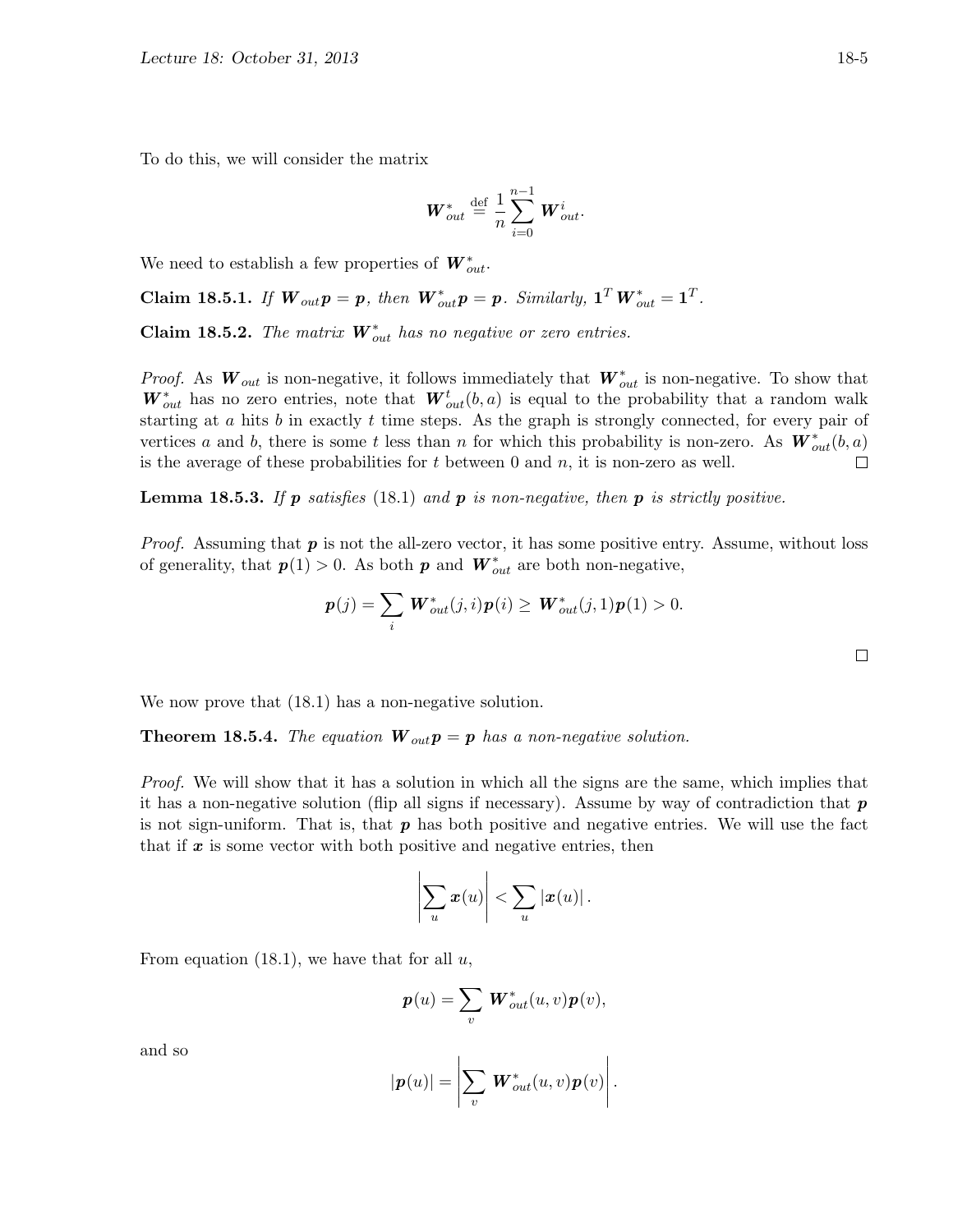To do this, we will consider the matrix

$$\boldsymbol{W}^*_{out} \stackrel{\text{def}}{=} \frac{1}{n} \sum_{i=0}^{n-1} \boldsymbol{W}^i_{out}.$$

We need to establish a few properties of $\boldsymbol{W}^*_{out}$.

**Claim 18.5.1.** *If $\boldsymbol{W}_{out}\boldsymbol{p} = \boldsymbol{p}$, then $\boldsymbol{W}^*_{out}\boldsymbol{p} = \boldsymbol{p}$. Similarly, $\mathbf{1}^T \boldsymbol{W}^*_{out} = \mathbf{1}^T$.*

**Claim 18.5.2.** *The matrix $\boldsymbol{W}^*_{out}$ has no negative or zero entries.*

*Proof.* As $\boldsymbol{W}_{out}$ is non-negative, it follows immediately that $\boldsymbol{W}^*_{out}$ is non-negative. To show that $\boldsymbol{W}^*_{out}$ has no zero entries, note that $\boldsymbol{W}^t_{out}(b,a)$ is equal to the probability that a random walk starting at $a$ hits $b$ in exactly $t$ time steps. As the graph is strongly connected, for every pair of vertices $a$ and $b$, there is some $t$ less than $n$ for which this probability is non-zero. As $\boldsymbol{W}^*_{out}(b,a)$ is the average of these probabilities for $t$ between 0 and $n$, it is non-zero as well. □

**Lemma 18.5.3.** *If $\boldsymbol{p}$ satisfies (18.1) and $\boldsymbol{p}$ is non-negative, then $\boldsymbol{p}$ is strictly positive.*

*Proof.* Assuming that $\boldsymbol{p}$ is not the all-zero vector, it has some positive entry. Assume, without loss of generality, that $\boldsymbol{p}(1) > 0$. As both $\boldsymbol{p}$ and $\boldsymbol{W}^*_{out}$ are both non-negative,

$$\boldsymbol{p}(j) = \sum_i \boldsymbol{W}^*_{out}(j,i)\boldsymbol{p}(i) \geq \boldsymbol{W}^*_{out}(j,1)\boldsymbol{p}(1) > 0.$$

□

We now prove that (18.1) has a non-negative solution.

**Theorem 18.5.4.** *The equation $\boldsymbol{W}_{out}\boldsymbol{p} = \boldsymbol{p}$ has a non-negative solution.*

*Proof.* We will show that it has a solution in which all the signs are the same, which implies that it has a non-negative solution (flip all signs if necessary). Assume by way of contradiction that $\boldsymbol{p}$ is not sign-uniform. That is, that $\boldsymbol{p}$ has both positive and negative entries. We will use the fact that if $\boldsymbol{x}$ is some vector with both positive and negative entries, then

$$\left| \sum_u \boldsymbol{x}(u) \right| < \sum_u |\boldsymbol{x}(u)|.$$

From equation (18.1), we have that for all $u$,

$$\boldsymbol{p}(u) = \sum_v \boldsymbol{W}^*_{out}(u,v)\boldsymbol{p}(v),$$

and so

$$|\boldsymbol{p}(u)| = \left| \sum_v \boldsymbol{W}^*_{out}(u,v)\boldsymbol{p}(v) \right|.$$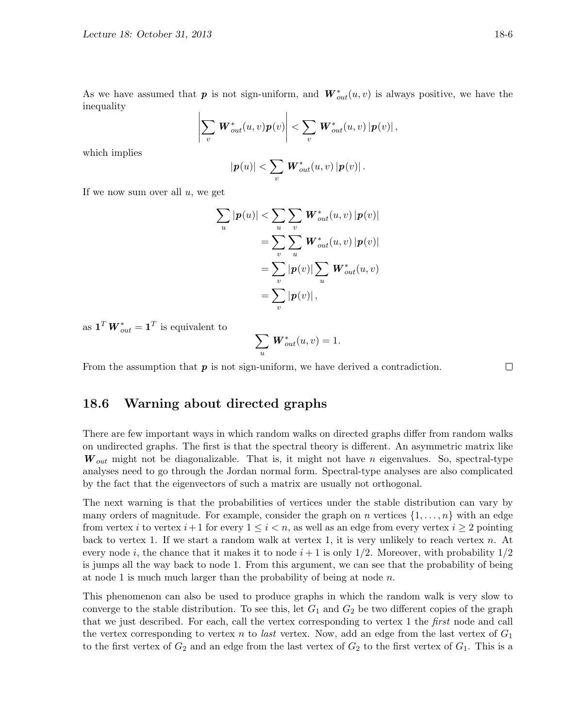As we have assumed that $\boldsymbol{p}$ is not sign-uniform, and $\boldsymbol{W}^*_{out}(u,v)$ is always positive, we have the inequality

$$\left| \sum_v \boldsymbol{W}^*_{out}(u,v)\boldsymbol{p}(v) \right| < \sum_v \boldsymbol{W}^*_{out}(u,v) \left| \boldsymbol{p}(v) \right|,$$

which implies

$$\left| \boldsymbol{p}(u) \right| < \sum_v \boldsymbol{W}^*_{out}(u,v) \left| \boldsymbol{p}(v) \right|.$$

If we now sum over all $u$, we get

$$\begin{aligned}
\sum_u \left| \boldsymbol{p}(u) \right| &< \sum_u \sum_v \boldsymbol{W}^*_{out}(u,v) \left| \boldsymbol{p}(v) \right| \\
&= \sum_v \sum_u \boldsymbol{W}^*_{out}(u,v) \left| \boldsymbol{p}(v) \right| \\
&= \sum_v \left| \boldsymbol{p}(v) \right| \sum_u \boldsymbol{W}^*_{out}(u,v) \\
&= \sum_v \left| \boldsymbol{p}(v) \right|,
\end{aligned}$$

as $\mathbf{1}^T \boldsymbol{W}^*_{out} = \mathbf{1}^T$ is equivalent to

$$\sum_u \boldsymbol{W}^*_{out}(u,v) = 1.$$

From the assumption that $\boldsymbol{p}$ is not sign-uniform, we have derived a contradiction. □

## 18.6 Warning about directed graphs

There are few important ways in which random walks on directed graphs differ from random walks on undirected graphs. The first is that the spectral theory is different. An asymmetric matrix like $\boldsymbol{W}_{out}$ might not be diagonalizable. That is, it might not have $n$ eigenvalues. So, spectral-type analyses need to go through the Jordan normal form. Spectral-type analyses are also complicated by the fact that the eigenvectors of such a matrix are usually not orthogonal.

The next warning is that the probabilities of vertices under the stable distribution can vary by many orders of magnitude. For example, consider the graph on $n$ vertices $\{1, \ldots, n\}$ with an edge from vertex $i$ to vertex $i+1$ for every $1 \leq i < n$, as well as an edge from every vertex $i \geq 2$ pointing back to vertex 1. If we start a random walk at vertex 1, it is very unlikely to reach vertex $n$. At every node $i$, the chance that it makes it to node $i+1$ is only $1/2$. Moreover, with probability $1/2$ is jumps all the way back to node 1. From this argument, we can see that the probability of being at node 1 is much much larger than the probability of being at node $n$.

This phenomenon can also be used to produce graphs in which the random walk is very slow to converge to the stable distribution. To see this, let $G_1$ and $G_2$ be two different copies of the graph that we just described. For each, call the vertex corresponding to vertex 1 the *first* node and call the vertex corresponding to vertex $n$ to *last* vertex. Now, add an edge from the last vertex of $G_1$ to the first vertex of $G_2$ and an edge from the last vertex of $G_2$ to the first vertex of $G_1$. This is a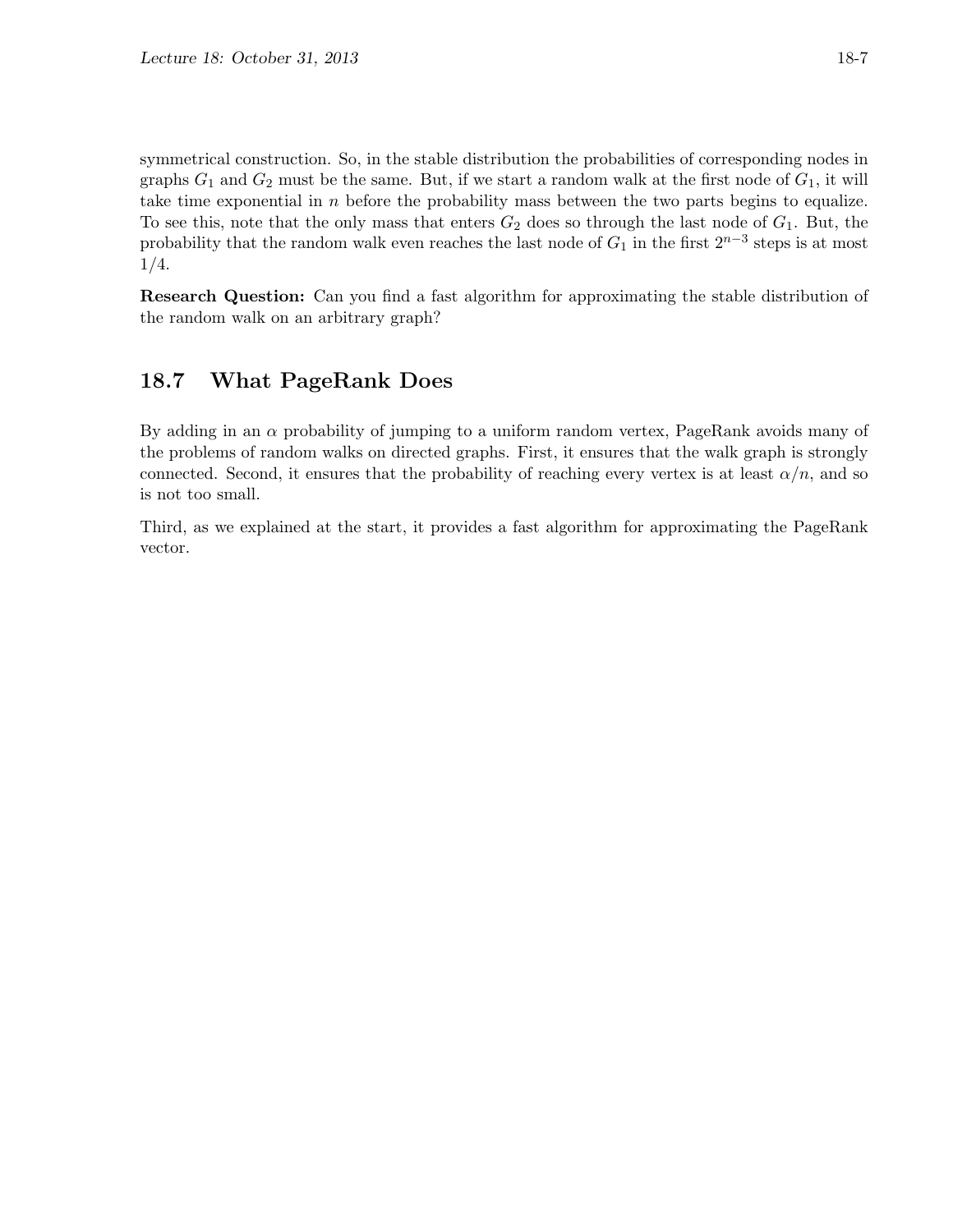symmetrical construction. So, in the stable distribution the probabilities of corresponding nodes in graphs $G_1$ and $G_2$ must be the same. But, if we start a random walk at the first node of $G_1$, it will take time exponential in $n$ before the probability mass between the two parts begins to equalize. To see this, note that the only mass that enters $G_2$ does so through the last node of $G_1$. But, the probability that the random walk even reaches the last node of $G_1$ in the first $2^{n-3}$ steps is at most $1/4$.

**Research Question:** Can you find a fast algorithm for approximating the stable distribution of the random walk on an arbitrary graph?

## 18.7 What PageRank Does

By adding in an $\alpha$ probability of jumping to a uniform random vertex, PageRank avoids many of the problems of random walks on directed graphs. First, it ensures that the walk graph is strongly connected. Second, it ensures that the probability of reaching every vertex is at least $\alpha/n$, and so is not too small.

Third, as we explained at the start, it provides a fast algorithm for approximating the PageRank vector.